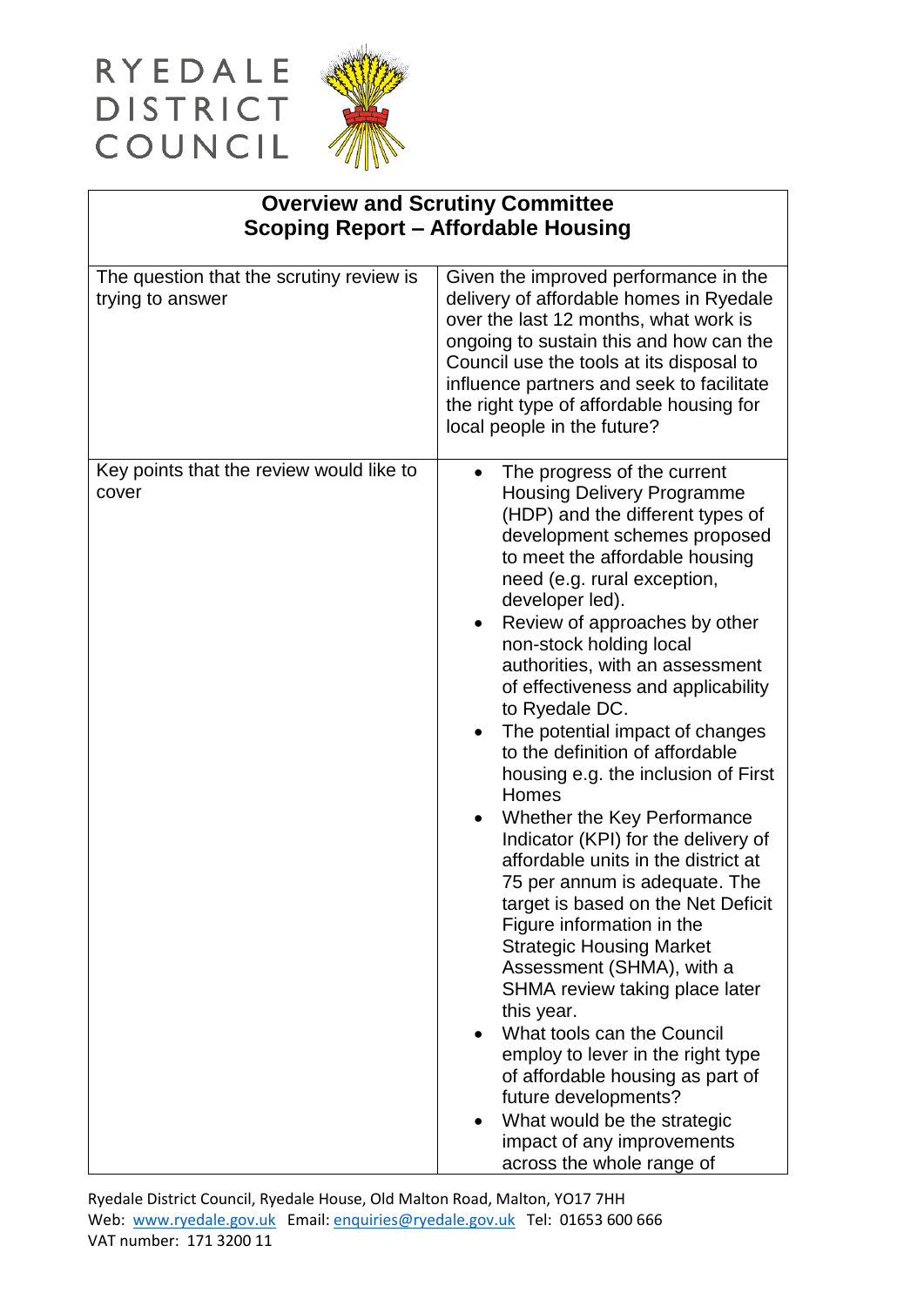# RYEDALE DISTRICT COUNCIL

## Overview and Scrutiny Committee
## Scoping Report – Affordable Housing

| | |
|---|---|
| The question that the scrutiny review is trying to answer | Given the improved performance in the delivery of affordable homes in Ryedale over the last 12 months, what work is ongoing to sustain this and how can the Council use the tools at its disposal to influence partners and seek to facilitate the right type of affordable housing for local people in the future? |
| Key points that the review would like to cover | • The progress of the current Housing Delivery Programme (HDP) and the different types of development schemes proposed to meet the affordable housing need (e.g. rural exception, developer led).<br>• Review of approaches by other non-stock holding local authorities, with an assessment of effectiveness and applicability to Ryedale DC.<br>• The potential impact of changes to the definition of affordable housing e.g. the inclusion of First Homes<br>• Whether the Key Performance Indicator (KPI) for the delivery of affordable units in the district at 75 per annum is adequate. The target is based on the Net Deficit Figure information in the Strategic Housing Market Assessment (SHMA), with a SHMA review taking place later this year.<br>• What tools can the Council employ to lever in the right type of affordable housing as part of future developments?<br>• What would be the strategic impact of any improvements across the whole range of |

Ryedale District Council, Ryedale House, Old Malton Road, Malton, YO17 7HH
Web: www.ryedale.gov.uk Email: enquiries@ryedale.gov.uk Tel: 01653 600 666
VAT number: 171 3200 11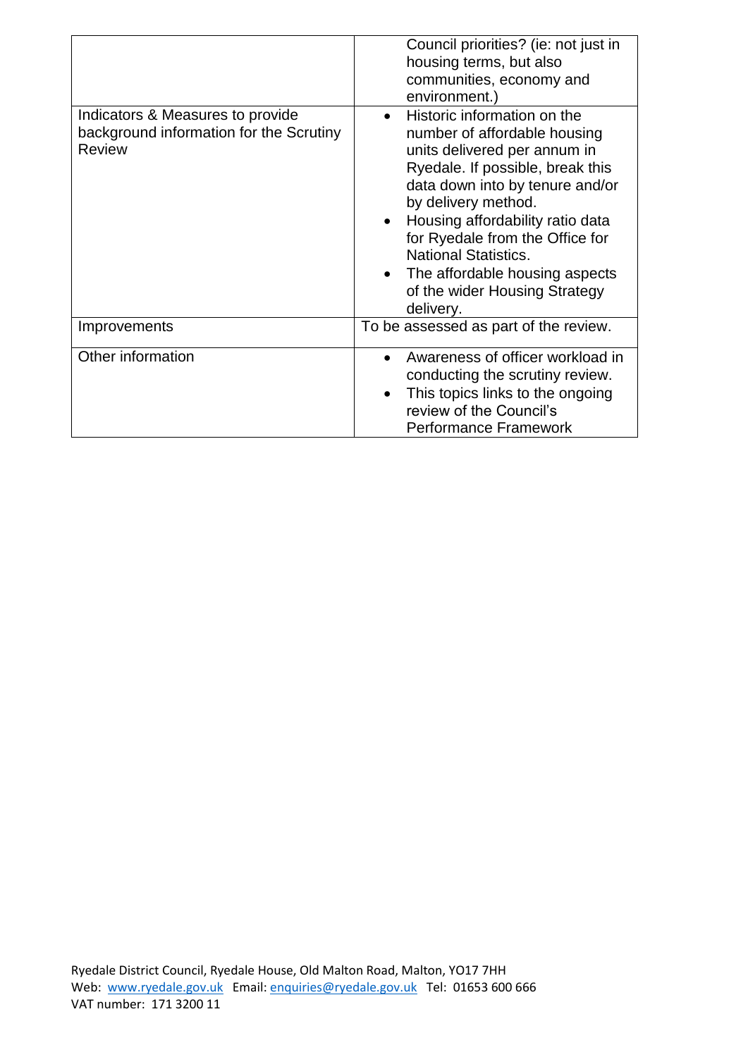| | |
|---|---|
| | Council priorities? (ie: not just in housing terms, but also communities, economy and environment.) |
| Indicators & Measures to provide background information for the Scrutiny Review | • Historic information on the number of affordable housing units delivered per annum in Ryedale. If possible, break this data down into by tenure and/or by delivery method.<br>• Housing affordability ratio data for Ryedale from the Office for National Statistics.<br>• The affordable housing aspects of the wider Housing Strategy delivery. |
| Improvements | To be assessed as part of the review. |
| Other information | • Awareness of officer workload in conducting the scrutiny review.<br>• This topics links to the ongoing review of the Council's Performance Framework |

Ryedale District Council, Ryedale House, Old Malton Road, Malton, YO17 7HH
Web: [www.ryedale.gov.uk](http://www.ryedale.gov.uk) Email: [enquiries@ryedale.gov.uk](mailto:enquiries@ryedale.gov.uk) Tel: 01653 600 666
VAT number: 171 3200 11